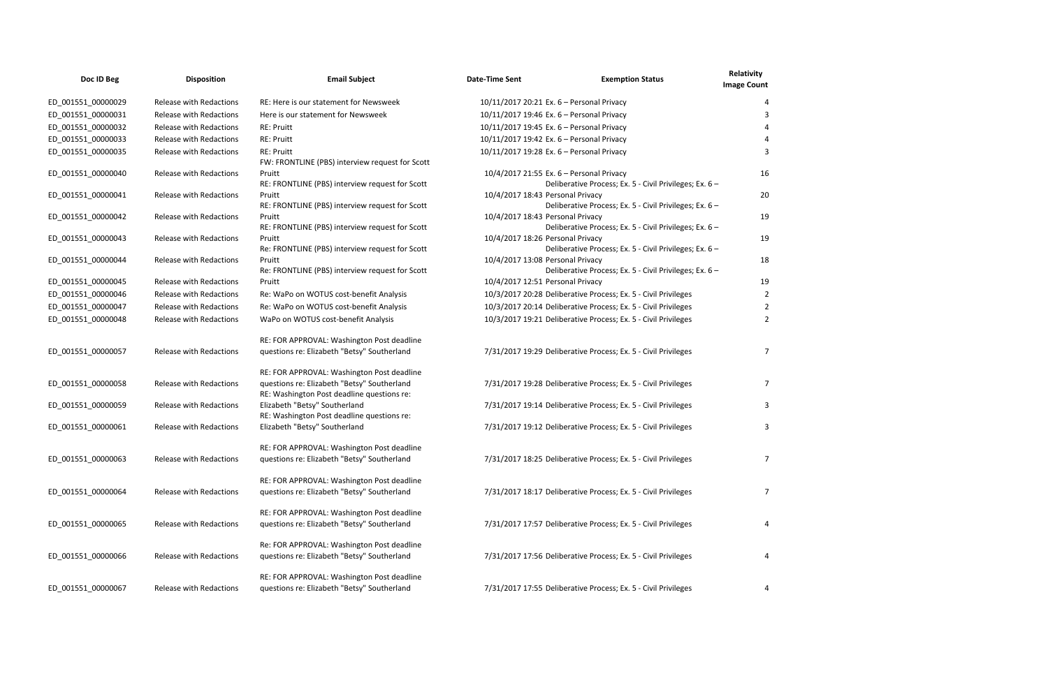| Doc ID Beg | Disposition | Email Subject | Date-Time Sent | Exemption Status | Relativity Image Count |
|---|---|---|---|---|---|
| ED_001551_00000029 | Release with Redactions | RE: Here is our statement for Newsweek | 10/11/2017 20:21 | Ex. 6 – Personal Privacy | 4 |
| ED_001551_00000031 | Release with Redactions | Here is our statement for Newsweek | 10/11/2017 19:46 | Ex. 6 – Personal Privacy | 3 |
| ED_001551_00000032 | Release with Redactions | RE: Pruitt | 10/11/2017 19:45 | Ex. 6 – Personal Privacy | 4 |
| ED_001551_00000033 | Release with Redactions | RE: Pruitt | 10/11/2017 19:42 | Ex. 6 – Personal Privacy | 4 |
| ED_001551_00000035 | Release with Redactions | RE: Pruitt | 10/11/2017 19:28 | Ex. 6 – Personal Privacy | 3 |
| ED_001551_00000040 | Release with Redactions | FW: FRONTLINE (PBS) interview request for Scott Pruitt | 10/4/2017 21:55 | Ex. 6 – Personal Privacy | 16 |
| ED_001551_00000041 | Release with Redactions | RE: FRONTLINE (PBS) interview request for Scott Pruitt | 10/4/2017 18:43 | Deliberative Process; Ex. 5 - Civil Privileges; Ex. 6 – Personal Privacy | 20 |
| ED_001551_00000042 | Release with Redactions | RE: FRONTLINE (PBS) interview request for Scott Pruitt | 10/4/2017 18:43 | Deliberative Process; Ex. 5 - Civil Privileges; Ex. 6 – Personal Privacy | 19 |
| ED_001551_00000043 | Release with Redactions | RE: FRONTLINE (PBS) interview request for Scott Pruitt | 10/4/2017 18:26 | Deliberative Process; Ex. 5 - Civil Privileges; Ex. 6 – Personal Privacy | 19 |
| ED_001551_00000044 | Release with Redactions | Re: FRONTLINE (PBS) interview request for Scott Pruitt | 10/4/2017 13:08 | Deliberative Process; Ex. 5 - Civil Privileges; Ex. 6 – Personal Privacy | 18 |
| ED_001551_00000045 | Release with Redactions | Re: FRONTLINE (PBS) interview request for Scott Pruitt | 10/4/2017 12:51 | Deliberative Process; Ex. 5 - Civil Privileges; Ex. 6 – Personal Privacy | 19 |
| ED_001551_00000046 | Release with Redactions | Re: WaPo on WOTUS cost-benefit Analysis | 10/3/2017 20:28 | Deliberative Process; Ex. 5 - Civil Privileges | 2 |
| ED_001551_00000047 | Release with Redactions | Re: WaPo on WOTUS cost-benefit Analysis | 10/3/2017 20:14 | Deliberative Process; Ex. 5 - Civil Privileges | 2 |
| ED_001551_00000048 | Release with Redactions | WaPo on WOTUS cost-benefit Analysis | 10/3/2017 19:21 | Deliberative Process; Ex. 5 - Civil Privileges | 2 |
| ED_001551_00000057 | Release with Redactions | RE: FOR APPROVAL: Washington Post deadline questions re: Elizabeth "Betsy" Southerland | 7/31/2017 19:29 | Deliberative Process; Ex. 5 - Civil Privileges | 7 |
| ED_001551_00000058 | Release with Redactions | RE: FOR APPROVAL: Washington Post deadline questions re: Elizabeth "Betsy" Southerland | 7/31/2017 19:28 | Deliberative Process; Ex. 5 - Civil Privileges | 7 |
| ED_001551_00000059 | Release with Redactions | RE: Washington Post deadline questions re: Elizabeth "Betsy" Southerland | 7/31/2017 19:14 | Deliberative Process; Ex. 5 - Civil Privileges | 3 |
| ED_001551_00000061 | Release with Redactions | RE: Washington Post deadline questions re: Elizabeth "Betsy" Southerland | 7/31/2017 19:12 | Deliberative Process; Ex. 5 - Civil Privileges | 3 |
| ED_001551_00000063 | Release with Redactions | RE: FOR APPROVAL: Washington Post deadline questions re: Elizabeth "Betsy" Southerland | 7/31/2017 18:25 | Deliberative Process; Ex. 5 - Civil Privileges | 7 |
| ED_001551_00000064 | Release with Redactions | RE: FOR APPROVAL: Washington Post deadline questions re: Elizabeth "Betsy" Southerland | 7/31/2017 18:17 | Deliberative Process; Ex. 5 - Civil Privileges | 7 |
| ED_001551_00000065 | Release with Redactions | RE: FOR APPROVAL: Washington Post deadline questions re: Elizabeth "Betsy" Southerland | 7/31/2017 17:57 | Deliberative Process; Ex. 5 - Civil Privileges | 4 |
| ED_001551_00000066 | Release with Redactions | Re: FOR APPROVAL: Washington Post deadline questions re: Elizabeth "Betsy" Southerland | 7/31/2017 17:56 | Deliberative Process; Ex. 5 - Civil Privileges | 4 |
| ED_001551_00000067 | Release with Redactions | RE: FOR APPROVAL: Washington Post deadline questions re: Elizabeth "Betsy" Southerland | 7/31/2017 17:55 | Deliberative Process; Ex. 5 - Civil Privileges | 4 |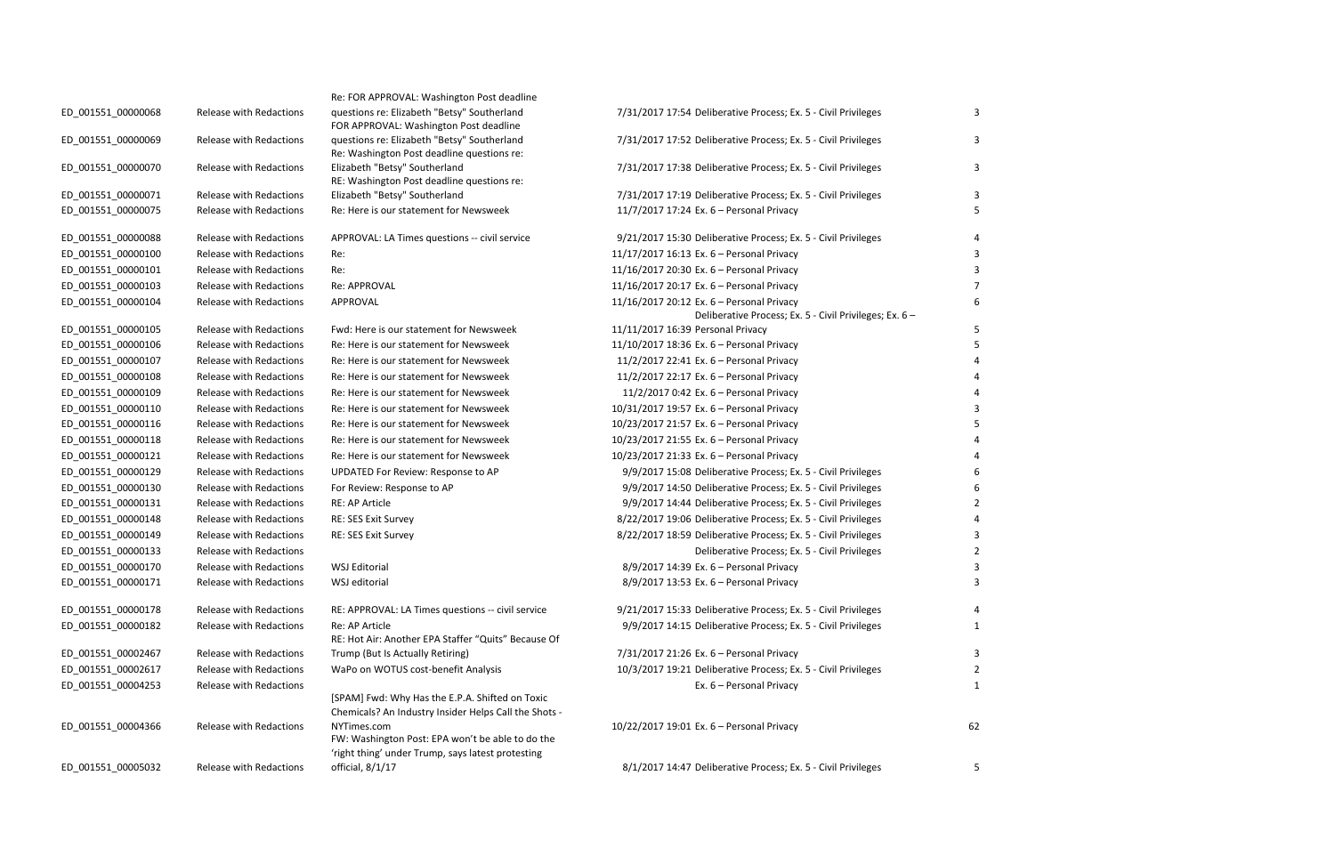| | | | | | |
|---|---|---|---|---|---|
| ED_001551_00000068 | Release with Redactions | Re: FOR APPROVAL: Washington Post deadline questions re: Elizabeth "Betsy" Southerland | 7/31/2017 17:54 | Deliberative Process; Ex. 5 - Civil Privileges | 3 |
| ED_001551_00000069 | Release with Redactions | FOR APPROVAL: Washington Post deadline questions re: Elizabeth "Betsy" Southerland | 7/31/2017 17:52 | Deliberative Process; Ex. 5 - Civil Privileges | 3 |
| ED_001551_00000070 | Release with Redactions | Re: Washington Post deadline questions re: Elizabeth "Betsy" Southerland | 7/31/2017 17:38 | Deliberative Process; Ex. 5 - Civil Privileges | 3 |
| ED_001551_00000071 | Release with Redactions | RE: Washington Post deadline questions re: Elizabeth "Betsy" Southerland | 7/31/2017 17:19 | Deliberative Process; Ex. 5 - Civil Privileges | 3 |
| ED_001551_00000075 | Release with Redactions | Re: Here is our statement for Newsweek | 11/7/2017 17:24 | Ex. 6 – Personal Privacy | 5 |
| ED_001551_00000088 | Release with Redactions | APPROVAL: LA Times questions -- civil service | 9/21/2017 15:30 | Deliberative Process; Ex. 5 - Civil Privileges | 4 |
| ED_001551_00000100 | Release with Redactions | Re: | 11/17/2017 16:13 | Ex. 6 – Personal Privacy | 3 |
| ED_001551_00000101 | Release with Redactions | Re: | 11/16/2017 20:30 | Ex. 6 – Personal Privacy | 3 |
| ED_001551_00000103 | Release with Redactions | Re: APPROVAL | 11/16/2017 20:17 | Ex. 6 – Personal Privacy | 7 |
| ED_001551_00000104 | Release with Redactions | APPROVAL | 11/16/2017 20:12 | Ex. 6 – Personal Privacy | 6 |
| ED_001551_00000105 | Release with Redactions | Fwd: Here is our statement for Newsweek | 11/11/2017 16:39 | Deliberative Process; Ex. 5 - Civil Privileges; Ex. 6 – Personal Privacy | 5 |
| ED_001551_00000106 | Release with Redactions | Re: Here is our statement for Newsweek | 11/10/2017 18:36 | Ex. 6 – Personal Privacy | 5 |
| ED_001551_00000107 | Release with Redactions | Re: Here is our statement for Newsweek | 11/2/2017 22:41 | Ex. 6 – Personal Privacy | 4 |
| ED_001551_00000108 | Release with Redactions | Re: Here is our statement for Newsweek | 11/2/2017 22:17 | Ex. 6 – Personal Privacy | 4 |
| ED_001551_00000109 | Release with Redactions | Re: Here is our statement for Newsweek | 11/2/2017 0:42 | Ex. 6 – Personal Privacy | 4 |
| ED_001551_00000110 | Release with Redactions | Re: Here is our statement for Newsweek | 10/31/2017 19:57 | Ex. 6 – Personal Privacy | 3 |
| ED_001551_00000116 | Release with Redactions | Re: Here is our statement for Newsweek | 10/23/2017 21:57 | Ex. 6 – Personal Privacy | 5 |
| ED_001551_00000118 | Release with Redactions | Re: Here is our statement for Newsweek | 10/23/2017 21:55 | Ex. 6 – Personal Privacy | 4 |
| ED_001551_00000121 | Release with Redactions | Re: Here is our statement for Newsweek | 10/23/2017 21:33 | Ex. 6 – Personal Privacy | 4 |
| ED_001551_00000129 | Release with Redactions | UPDATED For Review: Response to AP | 9/9/2017 15:08 | Deliberative Process; Ex. 5 - Civil Privileges | 6 |
| ED_001551_00000130 | Release with Redactions | For Review: Response to AP | 9/9/2017 14:50 | Deliberative Process; Ex. 5 - Civil Privileges | 6 |
| ED_001551_00000131 | Release with Redactions | RE: AP Article | 9/9/2017 14:44 | Deliberative Process; Ex. 5 - Civil Privileges | 2 |
| ED_001551_00000148 | Release with Redactions | RE: SES Exit Survey | 8/22/2017 19:06 | Deliberative Process; Ex. 5 - Civil Privileges | 4 |
| ED_001551_00000149 | Release with Redactions | RE: SES Exit Survey | 8/22/2017 18:59 | Deliberative Process; Ex. 5 - Civil Privileges | 3 |
| ED_001551_00000133 | Release with Redactions | | | Deliberative Process; Ex. 5 - Civil Privileges | 2 |
| ED_001551_00000170 | Release with Redactions | WSJ Editorial | 8/9/2017 14:39 | Ex. 6 – Personal Privacy | 3 |
| ED_001551_00000171 | Release with Redactions | WSJ editorial | 8/9/2017 13:53 | Ex. 6 – Personal Privacy | 3 |
| ED_001551_00000178 | Release with Redactions | RE: APPROVAL: LA Times questions -- civil service | 9/21/2017 15:33 | Deliberative Process; Ex. 5 - Civil Privileges | 4 |
| ED_001551_00000182 | Release with Redactions | Re: AP Article | 9/9/2017 14:15 | Deliberative Process; Ex. 5 - Civil Privileges | 1 |
| ED_001551_00002467 | Release with Redactions | RE: Hot Air: Another EPA Staffer "Quits" Because Of Trump (But Is Actually Retiring) | 7/31/2017 21:26 | Ex. 6 – Personal Privacy | 3 |
| ED_001551_00002617 | Release with Redactions | WaPo on WOTUS cost-benefit Analysis | 10/3/2017 19:21 | Deliberative Process; Ex. 5 - Civil Privileges | 2 |
| ED_001551_00004253 | Release with Redactions | | | Ex. 6 – Personal Privacy | 1 |
| ED_001551_00004366 | Release with Redactions | [SPAM] Fwd: Why Has the E.P.A. Shifted on Toxic Chemicals? An Industry Insider Helps Call the Shots - NYTimes.com | 10/22/2017 19:01 | Ex. 6 – Personal Privacy | 62 |
| ED_001551_00005032 | Release with Redactions | FW: Washington Post: EPA won't be able to do the 'right thing' under Trump, says latest protesting official, 8/1/17 | 8/1/2017 14:47 | Deliberative Process; Ex. 5 - Civil Privileges | 5 |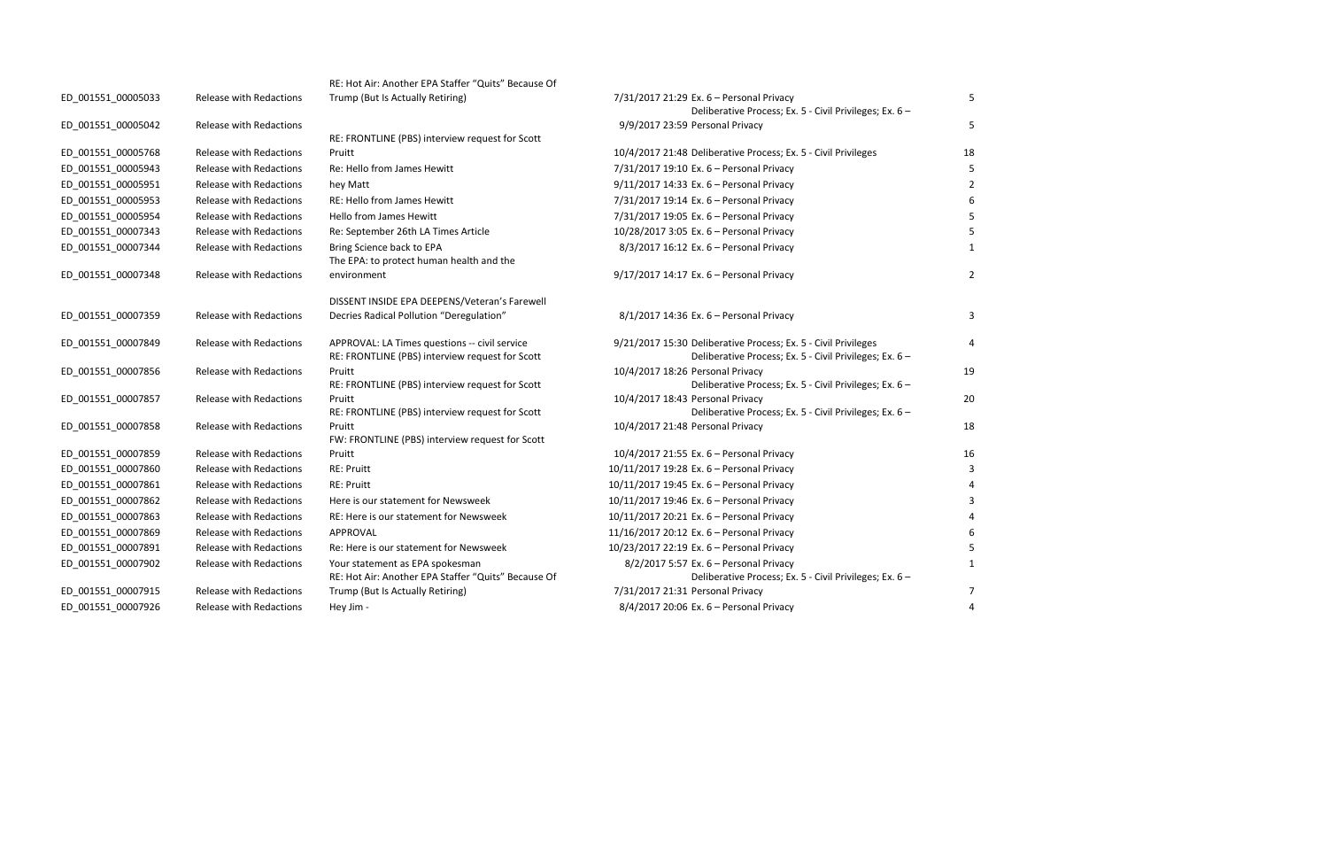| | | | | | |
|---|---|---|---|---|---|
| ED_001551_00005033 | Release with Redactions | RE: Hot Air: Another EPA Staffer "Quits" Because Of Trump (But Is Actually Retiring) | 7/31/2017 21:29 | Ex. 6 – Personal Privacy | 5 |
| ED_001551_00005042 | Release with Redactions | | 9/9/2017 23:59 | Deliberative Process; Ex. 5 - Civil Privileges; Ex. 6 – Personal Privacy | 5 |
| ED_001551_00005768 | Release with Redactions | RE: FRONTLINE (PBS) interview request for Scott Pruitt | 10/4/2017 21:48 | Deliberative Process; Ex. 5 - Civil Privileges | 18 |
| ED_001551_00005943 | Release with Redactions | Re: Hello from James Hewitt | 7/31/2017 19:10 | Ex. 6 – Personal Privacy | 5 |
| ED_001551_00005951 | Release with Redactions | hey Matt | 9/11/2017 14:33 | Ex. 6 – Personal Privacy | 2 |
| ED_001551_00005953 | Release with Redactions | RE: Hello from James Hewitt | 7/31/2017 19:14 | Ex. 6 – Personal Privacy | 6 |
| ED_001551_00005954 | Release with Redactions | Hello from James Hewitt | 7/31/2017 19:05 | Ex. 6 – Personal Privacy | 5 |
| ED_001551_00007343 | Release with Redactions | Re: September 26th LA Times Article | 10/28/2017 3:05 | Ex. 6 – Personal Privacy | 5 |
| ED_001551_00007344 | Release with Redactions | Bring Science back to EPA | 8/3/2017 16:12 | Ex. 6 – Personal Privacy | 1 |
| ED_001551_00007348 | Release with Redactions | The EPA: to protect human health and the environment | 9/17/2017 14:17 | Ex. 6 – Personal Privacy | 2 |
| ED_001551_00007359 | Release with Redactions | DISSENT INSIDE EPA DEEPENS/Veteran's Farewell Decries Radical Pollution "Deregulation" | 8/1/2017 14:36 | Ex. 6 – Personal Privacy | 3 |
| ED_001551_00007849 | Release with Redactions | APPROVAL: LA Times questions -- civil service | 9/21/2017 15:30 | Deliberative Process; Ex. 5 - Civil Privileges | 4 |
| ED_001551_00007856 | Release with Redactions | RE: FRONTLINE (PBS) interview request for Scott Pruitt | 10/4/2017 18:26 | Deliberative Process; Ex. 5 - Civil Privileges; Ex. 6 – Personal Privacy | 19 |
| ED_001551_00007857 | Release with Redactions | RE: FRONTLINE (PBS) interview request for Scott Pruitt | 10/4/2017 18:43 | Deliberative Process; Ex. 5 - Civil Privileges; Ex. 6 – Personal Privacy | 20 |
| ED_001551_00007858 | Release with Redactions | RE: FRONTLINE (PBS) interview request for Scott Pruitt | 10/4/2017 21:48 | Deliberative Process; Ex. 5 - Civil Privileges; Ex. 6 – Personal Privacy | 18 |
| ED_001551_00007859 | Release with Redactions | FW: FRONTLINE (PBS) interview request for Scott Pruitt | 10/4/2017 21:55 | Ex. 6 – Personal Privacy | 16 |
| ED_001551_00007860 | Release with Redactions | RE: Pruitt | 10/11/2017 19:28 | Ex. 6 – Personal Privacy | 3 |
| ED_001551_00007861 | Release with Redactions | RE: Pruitt | 10/11/2017 19:45 | Ex. 6 – Personal Privacy | 4 |
| ED_001551_00007862 | Release with Redactions | Here is our statement for Newsweek | 10/11/2017 19:46 | Ex. 6 – Personal Privacy | 3 |
| ED_001551_00007863 | Release with Redactions | RE: Here is our statement for Newsweek | 10/11/2017 20:21 | Ex. 6 – Personal Privacy | 4 |
| ED_001551_00007869 | Release with Redactions | APPROVAL | 11/16/2017 20:12 | Ex. 6 – Personal Privacy | 6 |
| ED_001551_00007891 | Release with Redactions | Re: Here is our statement for Newsweek | 10/23/2017 22:19 | Ex. 6 – Personal Privacy | 5 |
| ED_001551_00007902 | Release with Redactions | Your statement as EPA spokesman | 8/2/2017 5:57 | Ex. 6 – Personal Privacy | 1 |
| ED_001551_00007915 | Release with Redactions | RE: Hot Air: Another EPA Staffer "Quits" Because Of Trump (But Is Actually Retiring) | 7/31/2017 21:31 | Deliberative Process; Ex. 5 - Civil Privileges; Ex. 6 – Personal Privacy | 7 |
| ED_001551_00007926 | Release with Redactions | Hey Jim - | 8/4/2017 20:06 | Ex. 6 – Personal Privacy | 4 |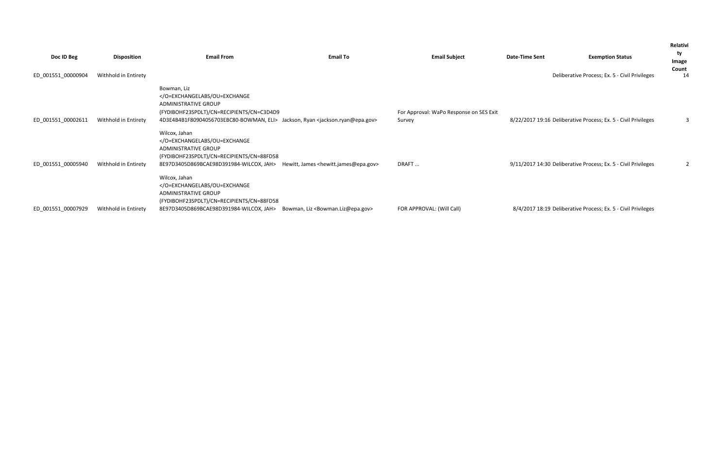| Doc ID Beg | Disposition | Email From | Email To | Email Subject | Date-Time Sent | Exemption Status | Relativity Image Count |
|---|---|---|---|---|---|---|---|
| ED_001551_00000904 | Withhold in Entirety | | | | | Deliberative Process; Ex. 5 - Civil Privileges | 14 |
| ED_001551_00002611 | Withhold in Entirety | Bowman, Liz </O=EXCHANGELABS/OU=EXCHANGE ADMINISTRATIVE GROUP (FYDIBOHF23SPDLT)/CN=RECIPIENTS/CN=C3D4D94D3E4B4B1F80904056703EBC80-BOWMAN, ELI> | Jackson, Ryan <jackson.ryan@epa.gov> | For Approval: WaPo Response on SES Exit Survey | 8/22/2017 19:16 | Deliberative Process; Ex. 5 - Civil Privileges | 3 |
| ED_001551_00005940 | Withhold in Entirety | Wilcox, Jahan </O=EXCHANGELABS/OU=EXCHANGE ADMINISTRATIVE GROUP (FYDIBOHF23SPDLT)/CN=RECIPIENTS/CN=88FD588E97D3405D869BCAE98D391984-WILCOX, JAH> | Hewitt, James <hewitt.james@epa.gov> | DRAFT ... | 9/11/2017 14:30 | Deliberative Process; Ex. 5 - Civil Privileges | 2 |
| ED_001551_00007929 | Withhold in Entirety | Wilcox, Jahan </O=EXCHANGELABS/OU=EXCHANGE ADMINISTRATIVE GROUP (FYDIBOHF23SPDLT)/CN=RECIPIENTS/CN=88FD588E97D3405D869BCAE98D391984-WILCOX, JAH> | Bowman, Liz <Bowman.Liz@epa.gov> | FOR APPROVAL: (Will Call) | 8/4/2017 18:19 | Deliberative Process; Ex. 5 - Civil Privileges | |